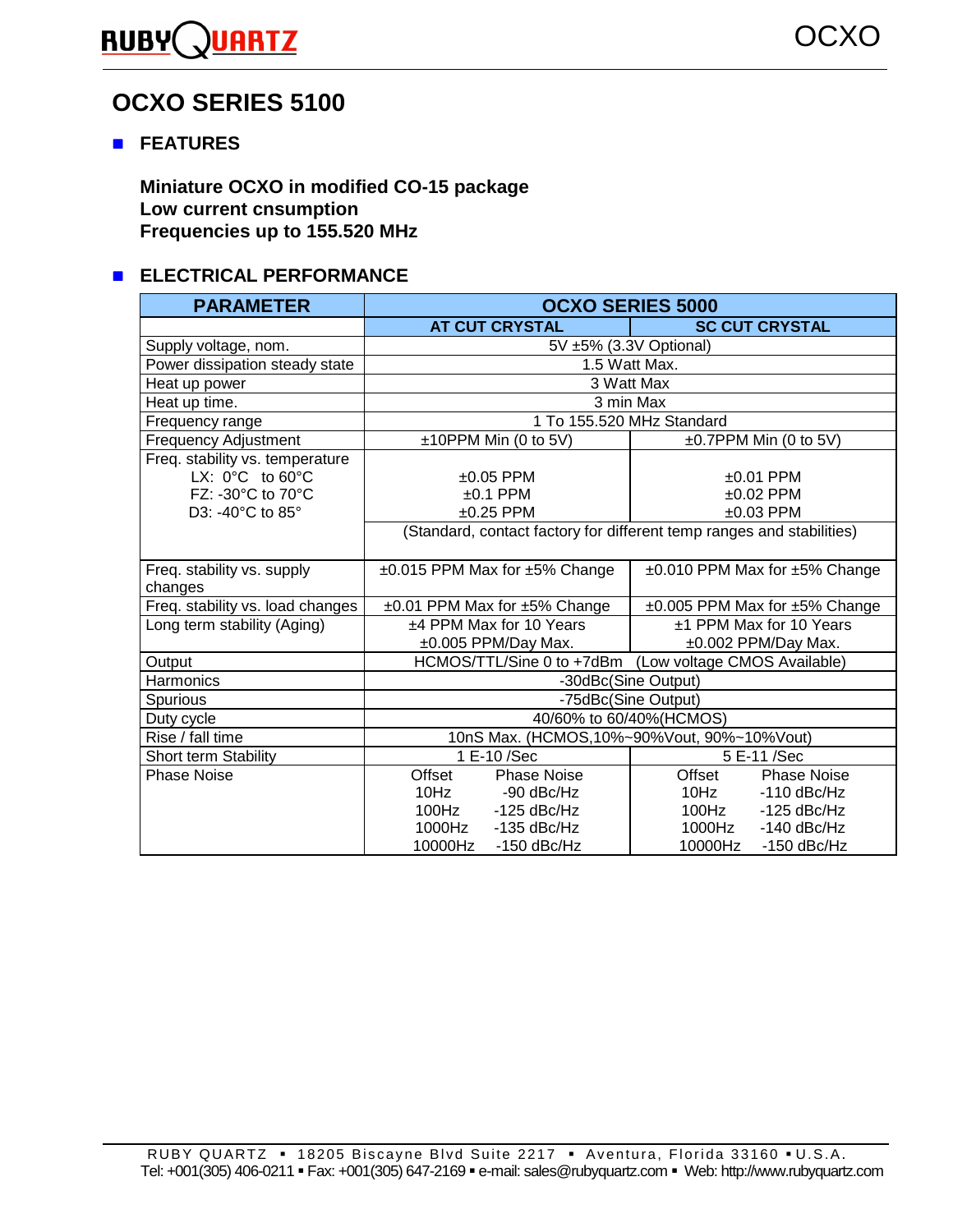# OCXO SERIES 5100

## FEATURES

**Miniature OCXO in modified CO-15 package**
**Low current cnsumption**
**Frequencies up to 155.520 MHz**

## ELECTRICAL PERFORMANCE

| PARAMETER | OCXO SERIES 5000 | |
|---|---|---|
| | AT CUT CRYSTAL | SC CUT CRYSTAL |
| Supply voltage, nom. | 5V ±5% (3.3V Optional) | |
| Power dissipation steady state | 1.5 Watt Max. | |
| Heat up power | 3 Watt Max | |
| Heat up time. | 3 min Max | |
| Frequency range | 1 To 155.520 MHz Standard | |
| Frequency Adjustment | ±10PPM Min (0 to 5V) | ±0.7PPM Min (0 to 5V) |
| Freq. stability vs. temperature<br>LX: 0°C to 60°C<br>FZ: -30°C to 70°C<br>D3: -40°C to 85° | <br>±0.05 PPM<br>±0.1 PPM<br>±0.25 PPM | <br>±0.01 PPM<br>±0.02 PPM<br>±0.03 PPM |
| | (Standard, contact factory for different temp ranges and stabilities) | |
| Freq. stability vs. supply changes | ±0.015 PPM Max for ±5% Change | ±0.010 PPM Max for ±5% Change |
| Freq. stability vs. load changes | ±0.01 PPM Max for ±5% Change | ±0.005 PPM Max for ±5% Change |
| Long term stability (Aging) | ±4 PPM Max for 10 Years<br>±0.005 PPM/Day Max. | ±1 PPM Max for 10 Years<br>±0.002 PPM/Day Max. |
| Output | HCMOS/TTL/Sine 0 to +7dBm (Low voltage CMOS Available) | |
| Harmonics | -30dBc(Sine Output) | |
| Spurious | -75dBc(Sine Output) | |
| Duty cycle | 40/60% to 60/40%(HCMOS) | |
| Rise / fall time | 10nS Max. (HCMOS,10%~90%Vout, 90%~10%Vout) | |
| Short term Stability | 1 E-10 /Sec | 5 E-11 /Sec |
| Phase Noise | Offset Phase Noise<br>10Hz -90 dBc/Hz<br>100Hz -125 dBc/Hz<br>1000Hz -135 dBc/Hz<br>10000Hz -150 dBc/Hz | Offset Phase Noise<br>10Hz -110 dBc/Hz<br>100Hz -125 dBc/Hz<br>1000Hz -140 dBc/Hz<br>10000Hz -150 dBc/Hz |

RUBY QUARTZ ▪ 18205 Biscayne Blvd Suite 2217 ▪ Aventura, Florida 33160 ▪ U.S.A.
Tel: +001(305) 406-0211 ▪ Fax: +001(305) 647-2169 ▪ e-mail: sales@rubyquartz.com ▪ Web: http://www.rubyquartz.com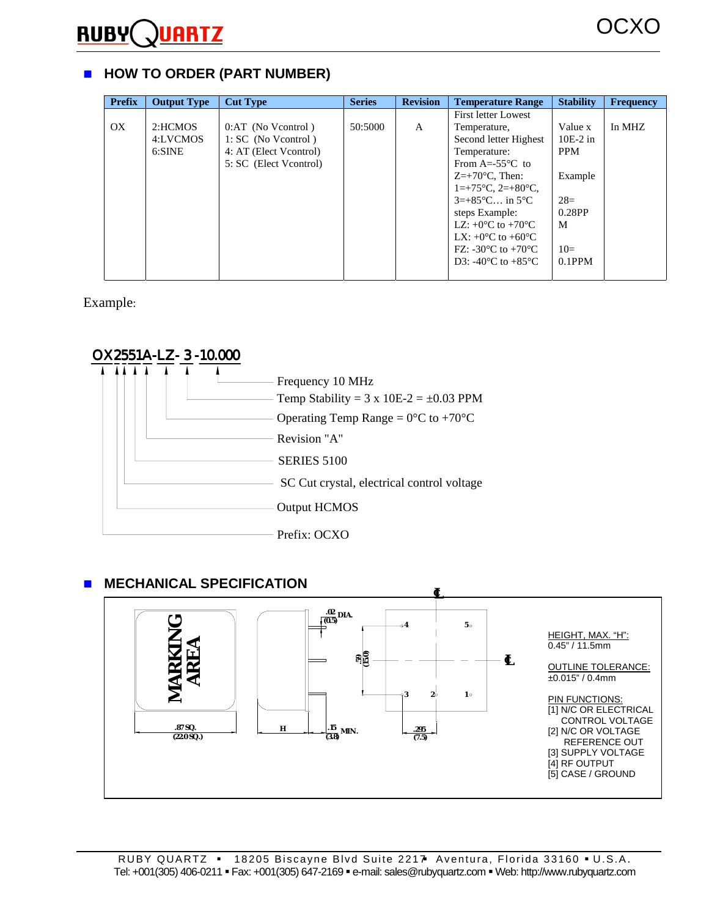## HOW TO ORDER (PART NUMBER)

| Prefix | Output Type | Cut Type | Series | Revision | Temperature Range | Stability | Frequency |
|---|---|---|---|---|---|---|---|
| OX | 2:HCMOS<br>4:LVCMOS<br>6:SINE | 0:AT (No Vcontrol )<br>1: SC (No Vcontrol )<br>4: AT (Elect Vcontrol)<br>5: SC (Elect Vcontrol) | 50:5000 | A | First letter Lowest Temperature, Second letter Highest Temperature: From A=-55°C to Z=+70°C, Then: 1=+75°C, 2=+80°C, 3=+85°C… in 5°C steps Example:<br>LZ: +0°C to +70°C<br>LX: +0°C to +60°C<br>FZ: -30°C to +70°C<br>D3: -40°C to +85°C | Value x 10E-2 in PPM<br><br>Example<br><br>28= 0.28PPM<br><br>10= 0.1PPM | In MHZ |

Example:

OX2551A-LZ- 3 -10.000

- Frequency 10 MHz
- Temp Stability = 3 x 10E-2 = ±0.03 PPM
- Operating Temp Range = 0°C to +70°C
- Revision "A"
- SERIES 5100
- SC Cut crystal, electrical control voltage
- Output HCMOS
- Prefix: OCXO

## MECHANICAL SPECIFICATION

MARKING AREA

.87 SQ.
(22.0 SQ.)

H

.02 DIA.
(0.5)

.59
(15.0)

.15 MIN.
(3.8)

.295
(7.5)

4 5
3 2 1

HEIGHT, MAX. "H":
0.45" / 11.5mm

OUTLINE TOLERANCE:
±0.015" / 0.4mm

PIN FUNCTIONS:
[1] N/C OR ELECTRICAL CONTROL VOLTAGE
[2] N/C OR VOLTAGE REFERENCE OUT
[3] SUPPLY VOLTAGE
[4] RF OUTPUT
[5] CASE / GROUND